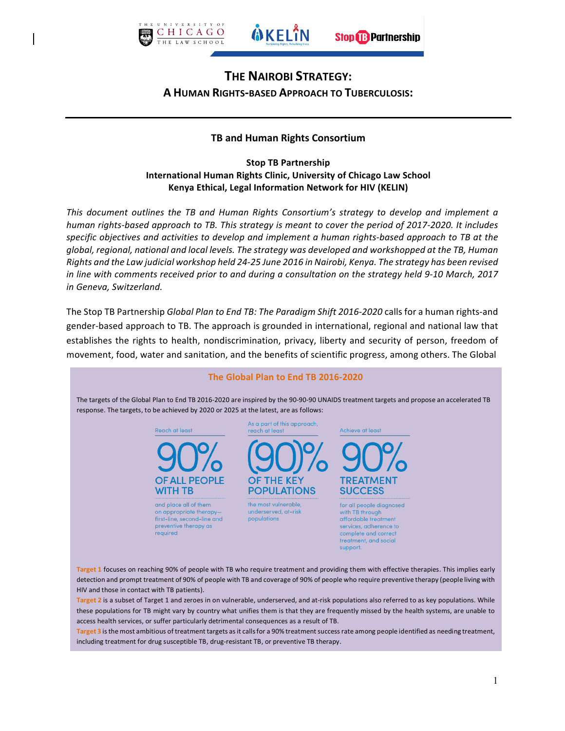# THE NAIROBI STRATEGY:
## A HUMAN RIGHTS-BASED APPROACH TO TUBERCULOSIS:

---

**TB and Human Rights Consortium**

**Stop TB Partnership**
**International Human Rights Clinic, University of Chicago Law School**
**Kenya Ethical, Legal Information Network for HIV (KELIN)**

*This document outlines the TB and Human Rights Consortium's strategy to develop and implement a human rights-based approach to TB. This strategy is meant to cover the period of 2017-2020. It includes specific objectives and activities to develop and implement a human rights-based approach to TB at the global, regional, national and local levels. The strategy was developed and workshopped at the TB, Human Rights and the Law judicial workshop held 24-25 June 2016 in Nairobi, Kenya. The strategy has been revised in line with comments received prior to and during a consultation on the strategy held 9-10 March, 2017 in Geneva, Switzerland.*

The Stop TB Partnership *Global Plan to End TB: The Paradigm Shift 2016-2020* calls for a human rights-and gender-based approach to TB. The approach is grounded in international, regional and national law that establishes the rights to health, nondiscrimination, privacy, liberty and security of person, freedom of movement, food, water and sanitation, and the benefits of scientific progress, among others. The Global

### The Global Plan to End TB 2016-2020

The targets of the Global Plan to End TB 2016-2020 are inspired by the 90-90-90 UNAIDS treatment targets and propose an accelerated TB response. The targets, to be achieved by 2020 or 2025 at the latest, are as follows:

Reach at least **90% OF ALL PEOPLE WITH TB** and place all of them on appropriate therapy—first-line, second-line and preventive therapy as required

As a part of this approach, reach at least **(90)% OF THE KEY POPULATIONS** the most vulnerable, underserved, at-risk populations

Achieve at least **90% TREATMENT SUCCESS** for all people diagnosed with TB through affordable treatment services, adherence to complete and correct treatment, and social support.

**Target 1** focuses on reaching 90% of people with TB who require treatment and providing them with effective therapies. This implies early detection and prompt treatment of 90% of people with TB and coverage of 90% of people who require preventive therapy (people living with HIV and those in contact with TB patients).

**Target 2** is a subset of Target 1 and zeroes in on vulnerable, underserved, and at-risk populations also referred to as key populations. While these populations for TB might vary by country what unifies them is that they are frequently missed by the health systems, are unable to access health services, or suffer particularly detrimental consequences as a result of TB.

**Target 3** is the most ambitious of treatment targets as it calls for a 90% treatment success rate among people identified as needing treatment, including treatment for drug susceptible TB, drug-resistant TB, or preventive TB therapy.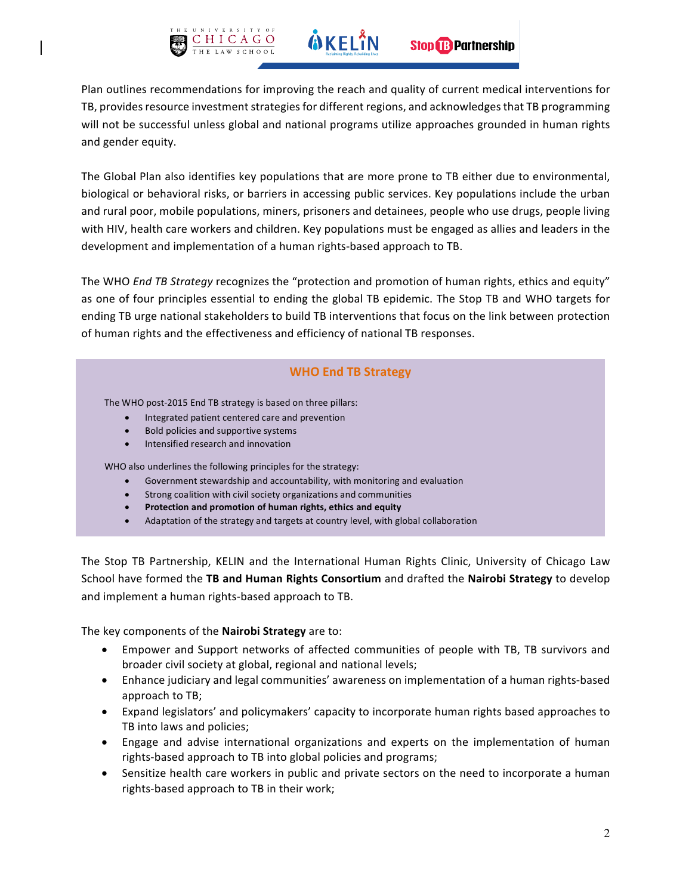Plan outlines recommendations for improving the reach and quality of current medical interventions for TB, provides resource investment strategies for different regions, and acknowledges that TB programming will not be successful unless global and national programs utilize approaches grounded in human rights and gender equity.

The Global Plan also identifies key populations that are more prone to TB either due to environmental, biological or behavioral risks, or barriers in accessing public services. Key populations include the urban and rural poor, mobile populations, miners, prisoners and detainees, people who use drugs, people living with HIV, health care workers and children. Key populations must be engaged as allies and leaders in the development and implementation of a human rights-based approach to TB.

The WHO *End TB Strategy* recognizes the "protection and promotion of human rights, ethics and equity" as one of four principles essential to ending the global TB epidemic. The Stop TB and WHO targets for ending TB urge national stakeholders to build TB interventions that focus on the link between protection of human rights and the effectiveness and efficiency of national TB responses.

### WHO End TB Strategy

The WHO post-2015 End TB strategy is based on three pillars:

- Integrated patient centered care and prevention
- Bold policies and supportive systems
- Intensified research and innovation

WHO also underlines the following principles for the strategy:

- Government stewardship and accountability, with monitoring and evaluation
- Strong coalition with civil society organizations and communities
- **Protection and promotion of human rights, ethics and equity**
- Adaptation of the strategy and targets at country level, with global collaboration

The Stop TB Partnership, KELIN and the International Human Rights Clinic, University of Chicago Law School have formed the **TB and Human Rights Consortium** and drafted the **Nairobi Strategy** to develop and implement a human rights-based approach to TB.

The key components of the **Nairobi Strategy** are to:

- Empower and Support networks of affected communities of people with TB, TB survivors and broader civil society at global, regional and national levels;
- Enhance judiciary and legal communities' awareness on implementation of a human rights-based approach to TB;
- Expand legislators' and policymakers' capacity to incorporate human rights based approaches to TB into laws and policies;
- Engage and advise international organizations and experts on the implementation of human rights-based approach to TB into global policies and programs;
- Sensitize health care workers in public and private sectors on the need to incorporate a human rights-based approach to TB in their work;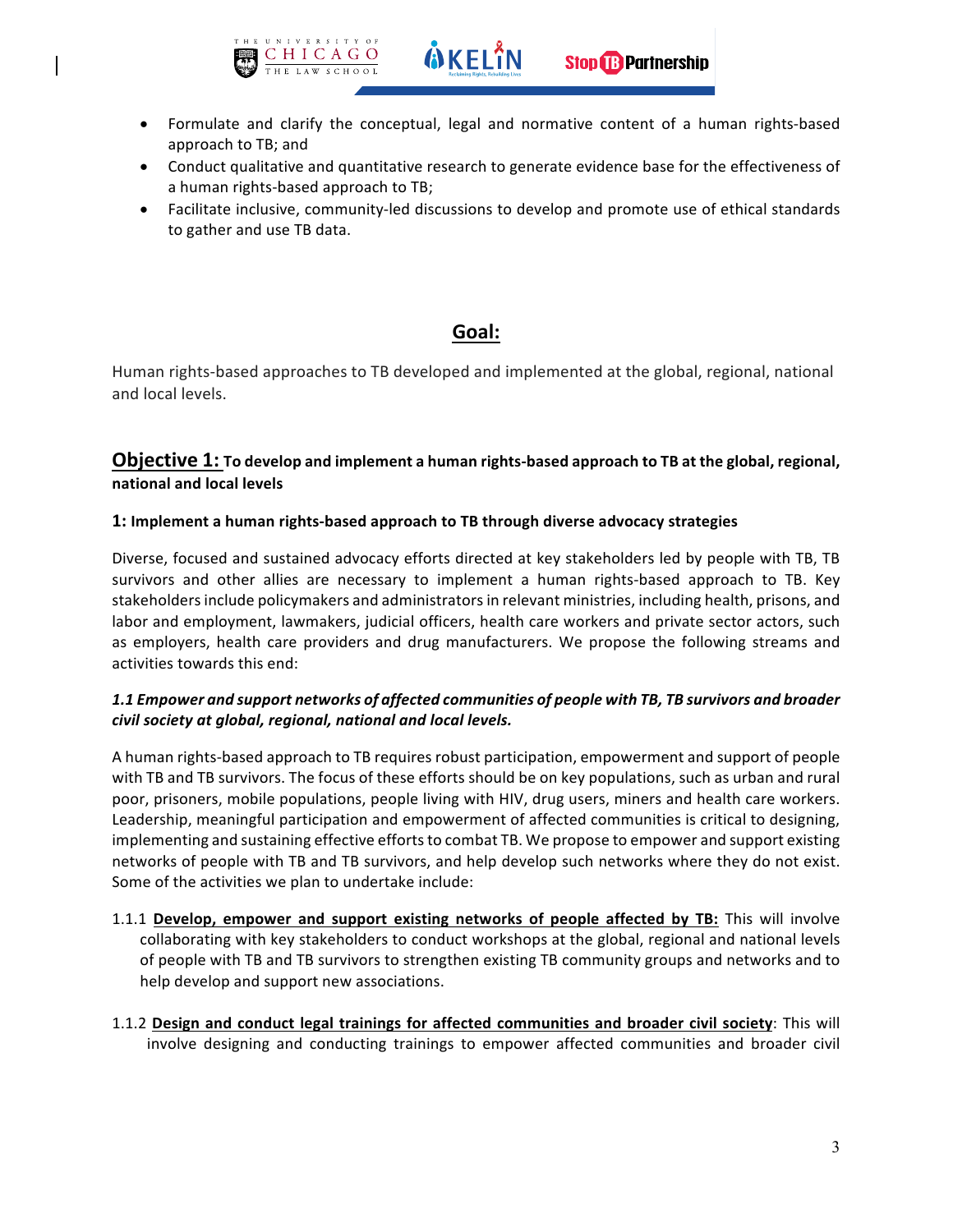- Formulate and clarify the conceptual, legal and normative content of a human rights-based approach to TB; and
- Conduct qualitative and quantitative research to generate evidence base for the effectiveness of a human rights-based approach to TB;
- Facilitate inclusive, community-led discussions to develop and promote use of ethical standards to gather and use TB data.

## Goal:

Human rights-based approaches to TB developed and implemented at the global, regional, national and local levels.

### Objective 1: To develop and implement a human rights-based approach to TB at the global, regional, national and local levels

#### 1: Implement a human rights-based approach to TB through diverse advocacy strategies

Diverse, focused and sustained advocacy efforts directed at key stakeholders led by people with TB, TB survivors and other allies are necessary to implement a human rights-based approach to TB. Key stakeholders include policymakers and administrators in relevant ministries, including health, prisons, and labor and employment, lawmakers, judicial officers, health care workers and private sector actors, such as employers, health care providers and drug manufacturers. We propose the following streams and activities towards this end:

***1.1 Empower and support networks of affected communities of people with TB, TB survivors and broader civil society at global, regional, national and local levels.***

A human rights-based approach to TB requires robust participation, empowerment and support of people with TB and TB survivors. The focus of these efforts should be on key populations, such as urban and rural poor, prisoners, mobile populations, people living with HIV, drug users, miners and health care workers. Leadership, meaningful participation and empowerment of affected communities is critical to designing, implementing and sustaining effective efforts to combat TB. We propose to empower and support existing networks of people with TB and TB survivors, and help develop such networks where they do not exist. Some of the activities we plan to undertake include:

1.1.1 **Develop, empower and support existing networks of people affected by TB:** This will involve collaborating with key stakeholders to conduct workshops at the global, regional and national levels of people with TB and TB survivors to strengthen existing TB community groups and networks and to help develop and support new associations.

1.1.2 **Design and conduct legal trainings for affected communities and broader civil society**: This will involve designing and conducting trainings to empower affected communities and broader civil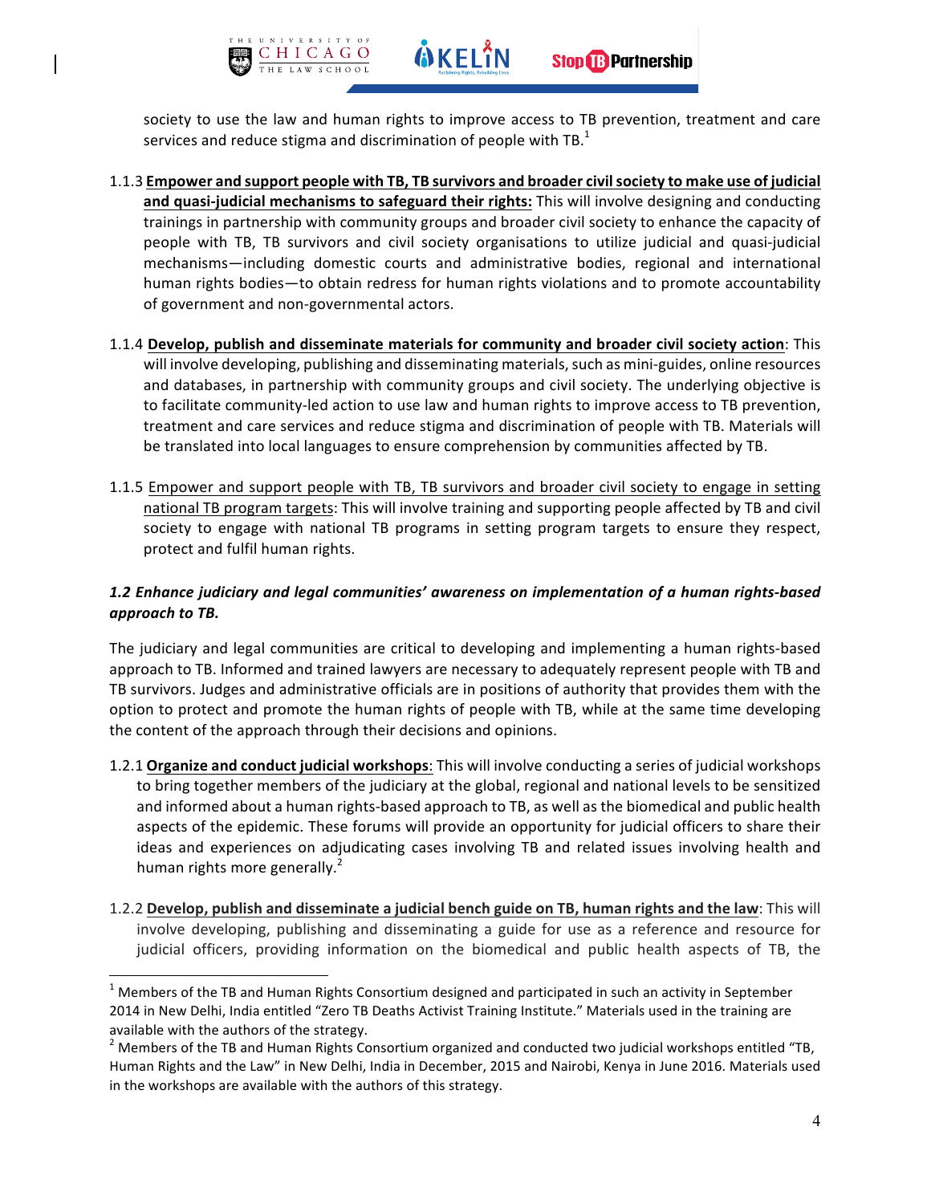society to use the law and human rights to improve access to TB prevention, treatment and care services and reduce stigma and discrimination of people with TB.[1]

1.1.3 **Empower and support people with TB, TB survivors and broader civil society to make use of judicial and quasi-judicial mechanisms to safeguard their rights:** This will involve designing and conducting trainings in partnership with community groups and broader civil society to enhance the capacity of people with TB, TB survivors and civil society organisations to utilize judicial and quasi-judicial mechanisms—including domestic courts and administrative bodies, regional and international human rights bodies—to obtain redress for human rights violations and to promote accountability of government and non-governmental actors.

1.1.4 **Develop, publish and disseminate materials for community and broader civil society action**: This will involve developing, publishing and disseminating materials, such as mini-guides, online resources and databases, in partnership with community groups and civil society. The underlying objective is to facilitate community-led action to use law and human rights to improve access to TB prevention, treatment and care services and reduce stigma and discrimination of people with TB. Materials will be translated into local languages to ensure comprehension by communities affected by TB.

1.1.5 Empower and support people with TB, TB survivors and broader civil society to engage in setting national TB program targets: This will involve training and supporting people affected by TB and civil society to engage with national TB programs in setting program targets to ensure they respect, protect and fulfil human rights.

### *1.2 Enhance judiciary and legal communities' awareness on implementation of a human rights-based approach to TB.*

The judiciary and legal communities are critical to developing and implementing a human rights-based approach to TB. Informed and trained lawyers are necessary to adequately represent people with TB and TB survivors. Judges and administrative officials are in positions of authority that provides them with the option to protect and promote the human rights of people with TB, while at the same time developing the content of the approach through their decisions and opinions.

1.2.1 **Organize and conduct judicial workshops**: This will involve conducting a series of judicial workshops to bring together members of the judiciary at the global, regional and national levels to be sensitized and informed about a human rights-based approach to TB, as well as the biomedical and public health aspects of the epidemic. These forums will provide an opportunity for judicial officers to share their ideas and experiences on adjudicating cases involving TB and related issues involving health and human rights more generally.[2]

1.2.2 **Develop, publish and disseminate a judicial bench guide on TB, human rights and the law**: This will involve developing, publishing and disseminating a guide for use as a reference and resource for judicial officers, providing information on the biomedical and public health aspects of TB, the

---

[1] Members of the TB and Human Rights Consortium designed and participated in such an activity in September 2014 in New Delhi, India entitled "Zero TB Deaths Activist Training Institute." Materials used in the training are available with the authors of the strategy.

[2] Members of the TB and Human Rights Consortium organized and conducted two judicial workshops entitled "TB, Human Rights and the Law" in New Delhi, India in December, 2015 and Nairobi, Kenya in June 2016. Materials used in the workshops are available with the authors of this strategy.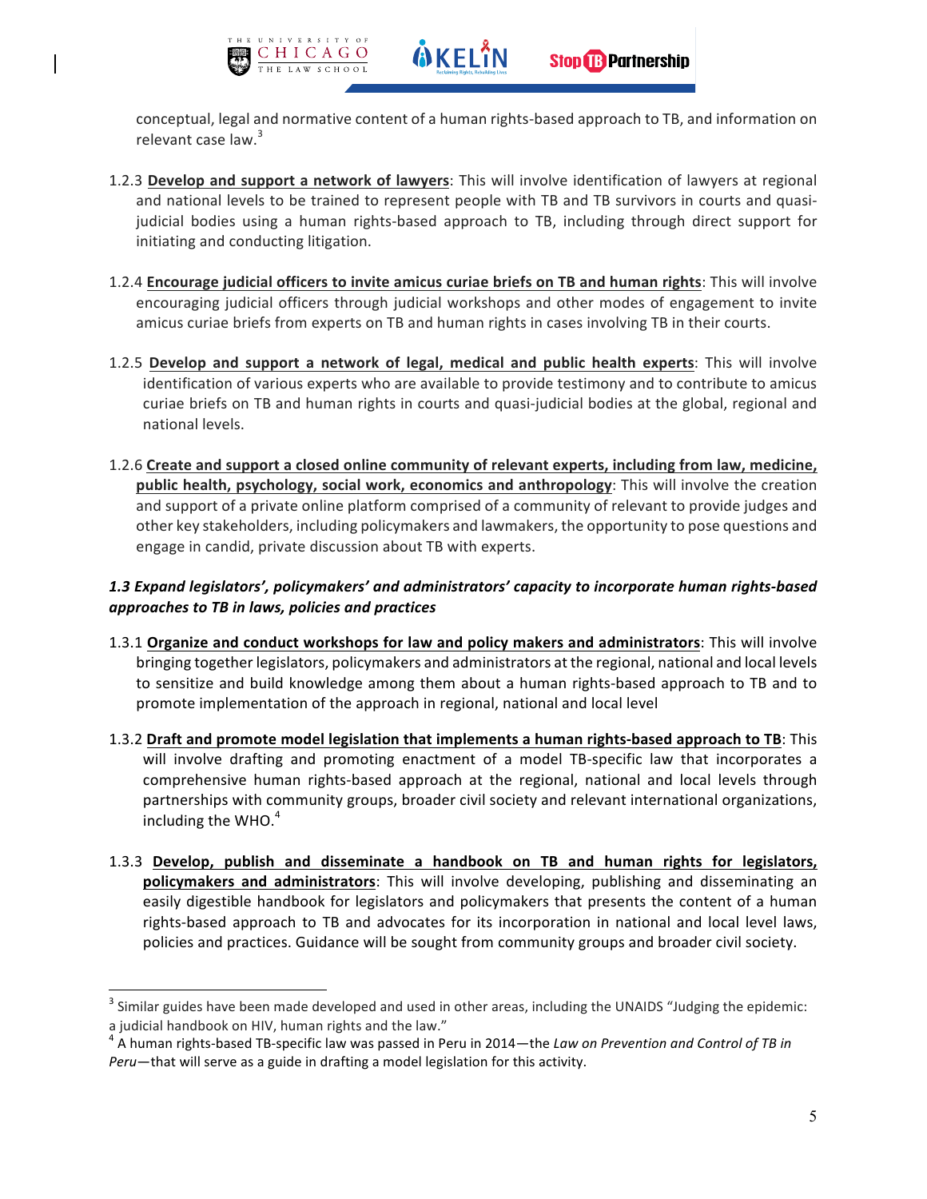conceptual, legal and normative content of a human rights-based approach to TB, and information on relevant case law.[3]

1.2.3 **Develop and support a network of lawyers**: This will involve identification of lawyers at regional and national levels to be trained to represent people with TB and TB survivors in courts and quasi-judicial bodies using a human rights-based approach to TB, including through direct support for initiating and conducting litigation.

1.2.4 **Encourage judicial officers to invite amicus curiae briefs on TB and human rights**: This will involve encouraging judicial officers through judicial workshops and other modes of engagement to invite amicus curiae briefs from experts on TB and human rights in cases involving TB in their courts.

1.2.5 **Develop and support a network of legal, medical and public health experts**: This will involve identification of various experts who are available to provide testimony and to contribute to amicus curiae briefs on TB and human rights in courts and quasi-judicial bodies at the global, regional and national levels.

1.2.6 **Create and support a closed online community of relevant experts, including from law, medicine, public health, psychology, social work, economics and anthropology**: This will involve the creation and support of a private online platform comprised of a community of relevant to provide judges and other key stakeholders, including policymakers and lawmakers, the opportunity to pose questions and engage in candid, private discussion about TB with experts.

***1.3 Expand legislators', policymakers' and administrators' capacity to incorporate human rights-based approaches to TB in laws, policies and practices***

1.3.1 **Organize and conduct workshops for law and policy makers and administrators**: This will involve bringing together legislators, policymakers and administrators at the regional, national and local levels to sensitize and build knowledge among them about a human rights-based approach to TB and to promote implementation of the approach in regional, national and local level

1.3.2 **Draft and promote model legislation that implements a human rights-based approach to TB**: This will involve drafting and promoting enactment of a model TB-specific law that incorporates a comprehensive human rights-based approach at the regional, national and local levels through partnerships with community groups, broader civil society and relevant international organizations, including the WHO.[4]

1.3.3 **Develop, publish and disseminate a handbook on TB and human rights for legislators, policymakers and administrators**: This will involve developing, publishing and disseminating an easily digestible handbook for legislators and policymakers that presents the content of a human rights-based approach to TB and advocates for its incorporation in national and local level laws, policies and practices. Guidance will be sought from community groups and broader civil society.

---

[3] Similar guides have been made developed and used in other areas, including the UNAIDS "Judging the epidemic: a judicial handbook on HIV, human rights and the law."

[4] A human rights-based TB-specific law was passed in Peru in 2014—the *Law on Prevention and Control of TB in Peru*—that will serve as a guide in drafting a model legislation for this activity.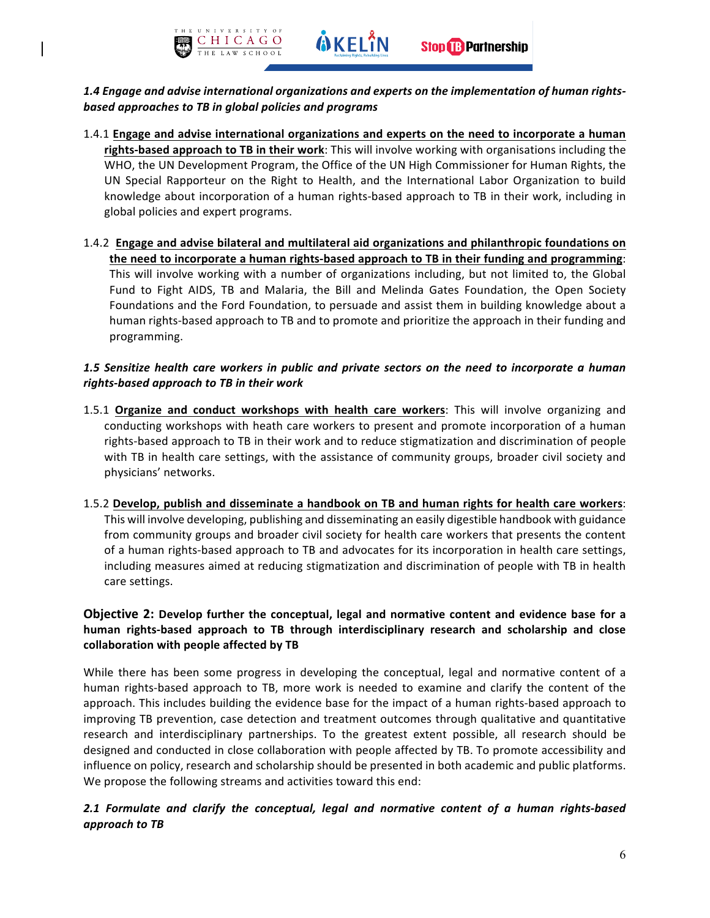***1.4 Engage and advise international organizations and experts on the implementation of human rights-based approaches to TB in global policies and programs***

1.4.1 **Engage and advise international organizations and experts on the need to incorporate a human rights-based approach to TB in their work**: This will involve working with organisations including the WHO, the UN Development Program, the Office of the UN High Commissioner for Human Rights, the UN Special Rapporteur on the Right to Health, and the International Labor Organization to build knowledge about incorporation of a human rights-based approach to TB in their work, including in global policies and expert programs.

1.4.2 **Engage and advise bilateral and multilateral aid organizations and philanthropic foundations on the need to incorporate a human rights-based approach to TB in their funding and programming**: This will involve working with a number of organizations including, but not limited to, the Global Fund to Fight AIDS, TB and Malaria, the Bill and Melinda Gates Foundation, the Open Society Foundations and the Ford Foundation, to persuade and assist them in building knowledge about a human rights-based approach to TB and to promote and prioritize the approach in their funding and programming.

***1.5 Sensitize health care workers in public and private sectors on the need to incorporate a human rights-based approach to TB in their work***

1.5.1 **Organize and conduct workshops with health care workers**: This will involve organizing and conducting workshops with heath care workers to present and promote incorporation of a human rights-based approach to TB in their work and to reduce stigmatization and discrimination of people with TB in health care settings, with the assistance of community groups, broader civil society and physicians' networks.

1.5.2 **Develop, publish and disseminate a handbook on TB and human rights for health care workers**: This will involve developing, publishing and disseminating an easily digestible handbook with guidance from community groups and broader civil society for health care workers that presents the content of a human rights-based approach to TB and advocates for its incorporation in health care settings, including measures aimed at reducing stigmatization and discrimination of people with TB in health care settings.

### Objective 2: Develop further the conceptual, legal and normative content and evidence base for a human rights-based approach to TB through interdisciplinary research and scholarship and close collaboration with people affected by TB

While there has been some progress in developing the conceptual, legal and normative content of a human rights-based approach to TB, more work is needed to examine and clarify the content of the approach. This includes building the evidence base for the impact of a human rights-based approach to improving TB prevention, case detection and treatment outcomes through qualitative and quantitative research and interdisciplinary partnerships. To the greatest extent possible, all research should be designed and conducted in close collaboration with people affected by TB. To promote accessibility and influence on policy, research and scholarship should be presented in both academic and public platforms. We propose the following streams and activities toward this end:

***2.1 Formulate and clarify the conceptual, legal and normative content of a human rights-based approach to TB***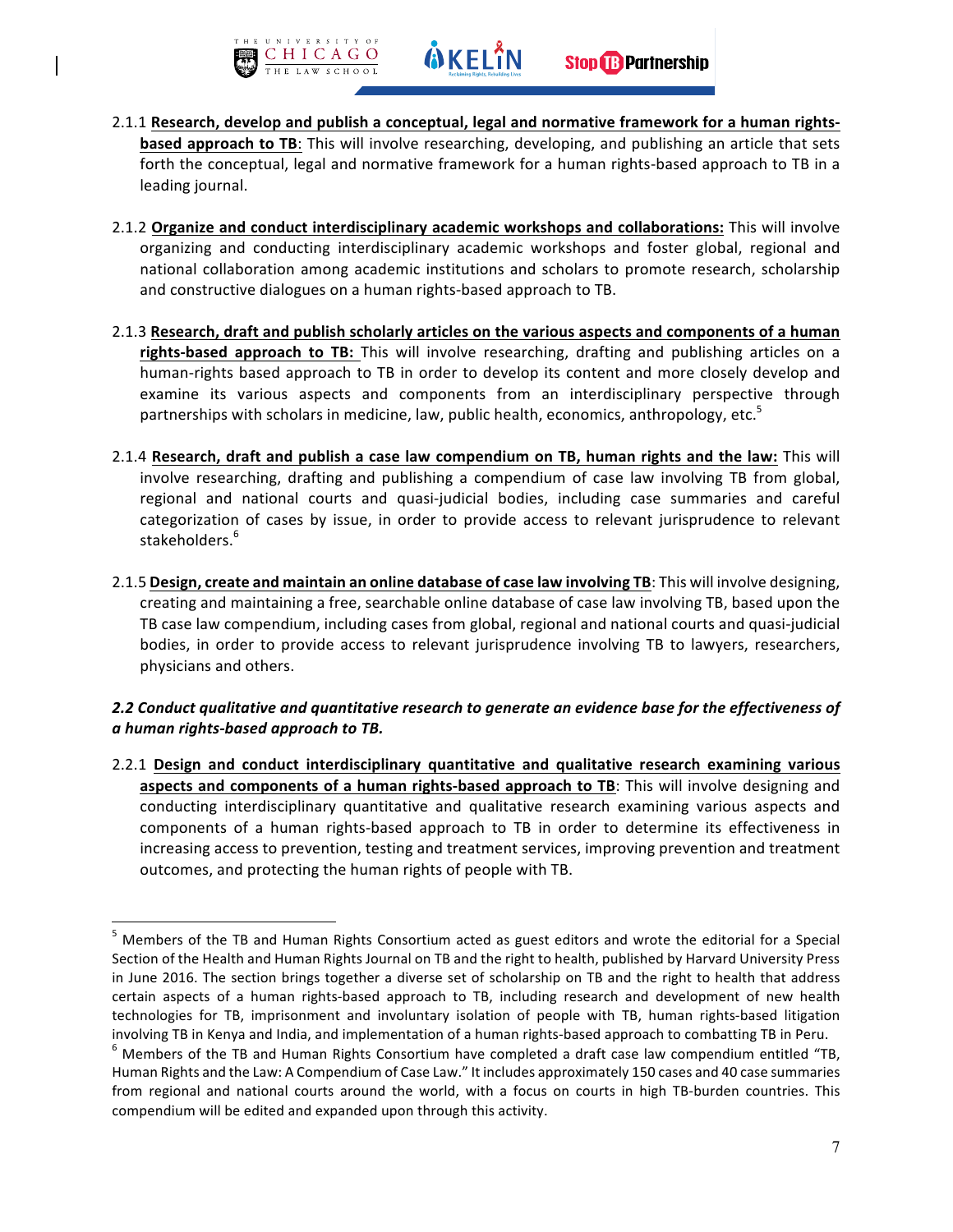2.1.1 **<u>Research, develop and publish a conceptual, legal and normative framework for a human rights-based approach to TB</u>**: This will involve researching, developing, and publishing an article that sets forth the conceptual, legal and normative framework for a human rights-based approach to TB in a leading journal.

2.1.2 **<u>Organize and conduct interdisciplinary academic workshops and collaborations:</u>** This will involve organizing and conducting interdisciplinary academic workshops and foster global, regional and national collaboration among academic institutions and scholars to promote research, scholarship and constructive dialogues on a human rights-based approach to TB.

2.1.3 **<u>Research, draft and publish scholarly articles on the various aspects and components of a human rights-based approach to TB:</u>** This will involve researching, drafting and publishing articles on a human-rights based approach to TB in order to develop its content and more closely develop and examine its various aspects and components from an interdisciplinary perspective through partnerships with scholars in medicine, law, public health, economics, anthropology, etc.[5]

2.1.4 **<u>Research, draft and publish a case law compendium on TB, human rights and the law:</u>** This will involve researching, drafting and publishing a compendium of case law involving TB from global, regional and national courts and quasi-judicial bodies, including case summaries and careful categorization of cases by issue, in order to provide access to relevant jurisprudence to relevant stakeholders.[6]

2.1.5 **<u>Design, create and maintain an online database of case law involving TB</u>**: This will involve designing, creating and maintaining a free, searchable online database of case law involving TB, based upon the TB case law compendium, including cases from global, regional and national courts and quasi-judicial bodies, in order to provide access to relevant jurisprudence involving TB to lawyers, researchers, physicians and others.

***2.2 Conduct qualitative and quantitative research to generate an evidence base for the effectiveness of a human rights-based approach to TB.***

2.2.1 **<u>Design and conduct interdisciplinary quantitative and qualitative research examining various aspects and components of a human rights-based approach to TB</u>**: This will involve designing and conducting interdisciplinary quantitative and qualitative research examining various aspects and components of a human rights-based approach to TB in order to determine its effectiveness in increasing access to prevention, testing and treatment services, improving prevention and treatment outcomes, and protecting the human rights of people with TB.

---

[5] Members of the TB and Human Rights Consortium acted as guest editors and wrote the editorial for a Special Section of the Health and Human Rights Journal on TB and the right to health, published by Harvard University Press in June 2016. The section brings together a diverse set of scholarship on TB and the right to health that address certain aspects of a human rights-based approach to TB, including research and development of new health technologies for TB, imprisonment and involuntary isolation of people with TB, human rights-based litigation involving TB in Kenya and India, and implementation of a human rights-based approach to combatting TB in Peru.

[6] Members of the TB and Human Rights Consortium have completed a draft case law compendium entitled "TB, Human Rights and the Law: A Compendium of Case Law." It includes approximately 150 cases and 40 case summaries from regional and national courts around the world, with a focus on courts in high TB-burden countries. This compendium will be edited and expanded upon through this activity.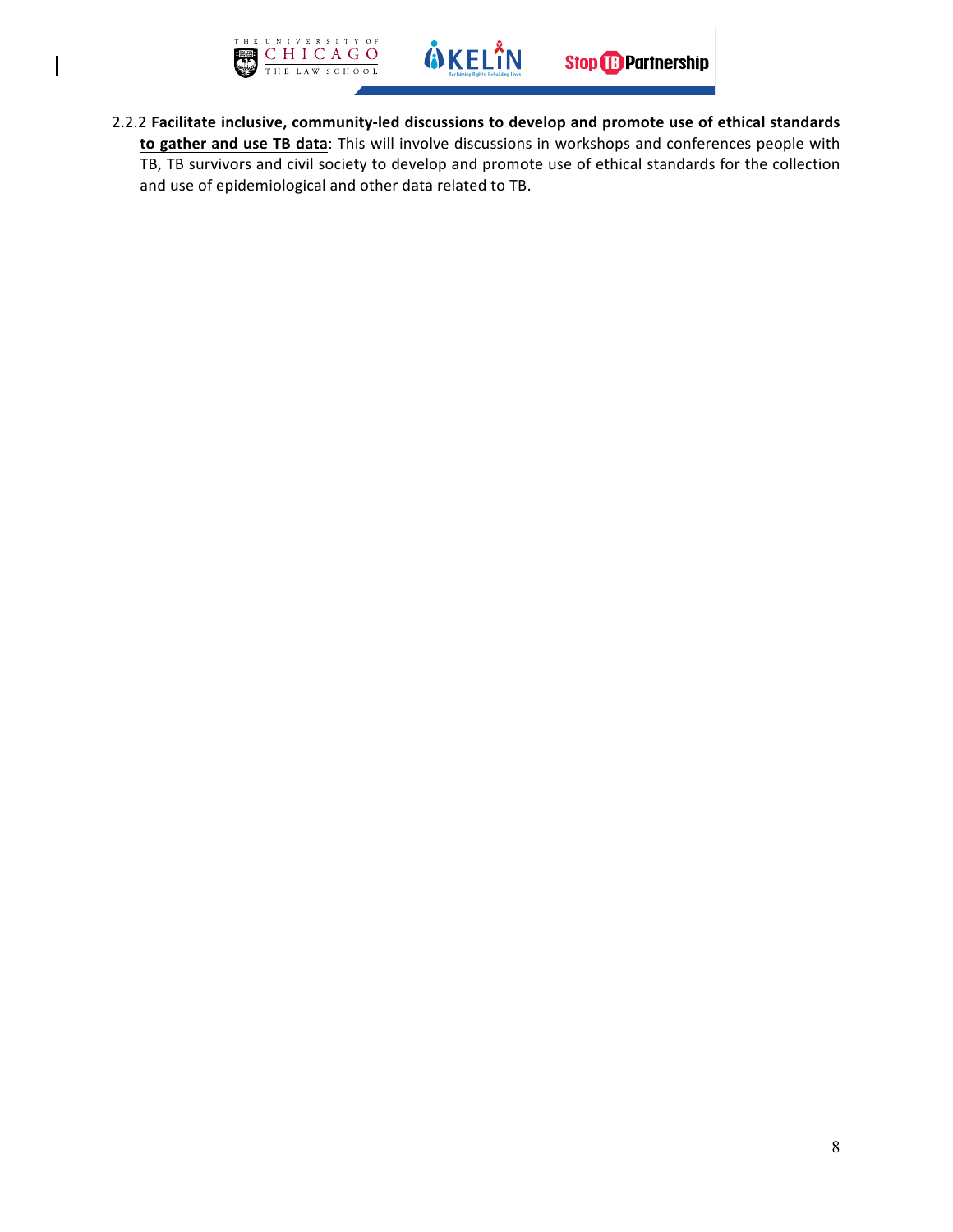2.2.2 **<u>Facilitate inclusive, community-led discussions to develop and promote use of ethical standards to gather and use TB data</u>**: This will involve discussions in workshops and conferences people with TB, TB survivors and civil society to develop and promote use of ethical standards for the collection and use of epidemiological and other data related to TB.